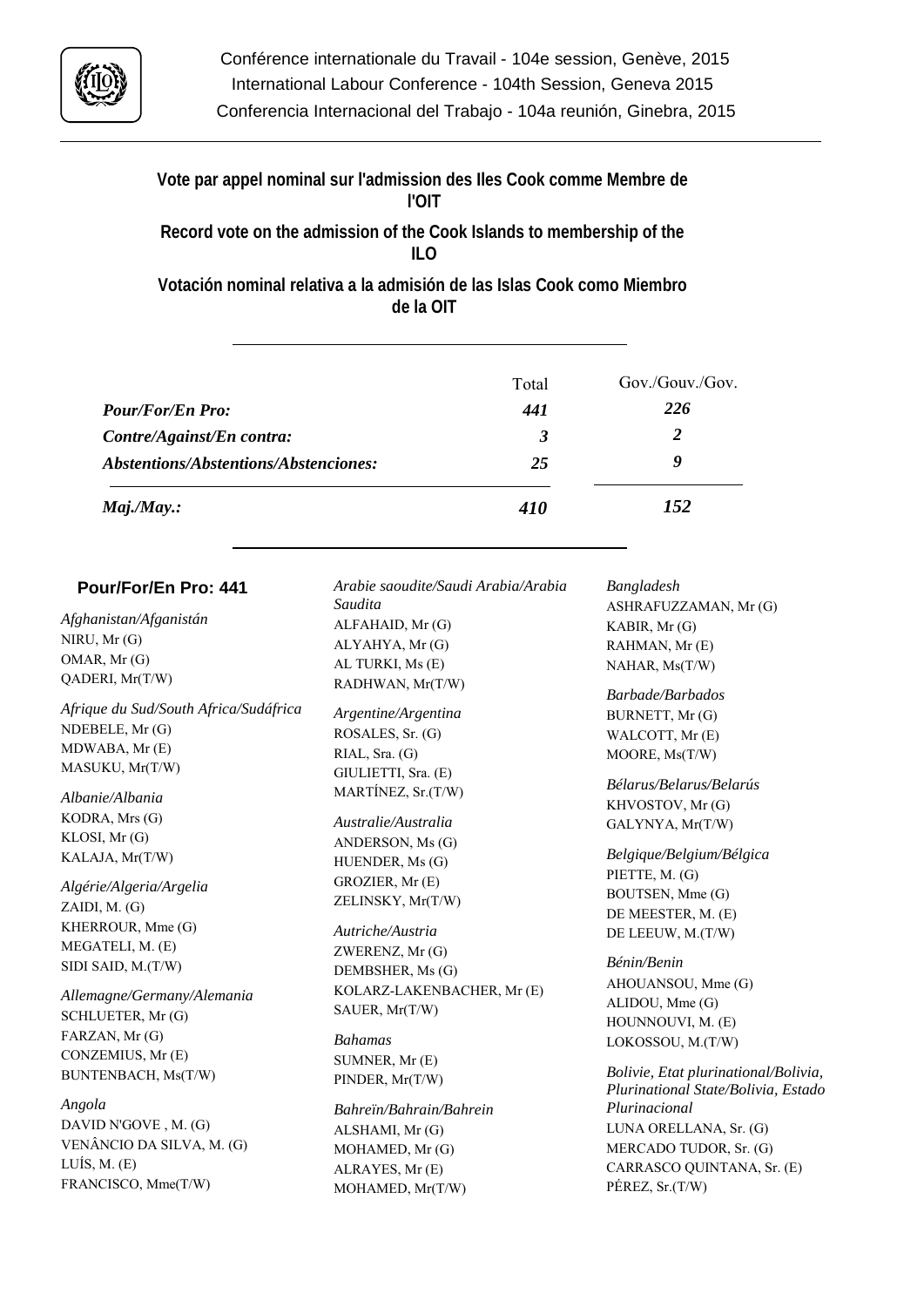Conférence internationale du Travail - 104e session, Genève, 2015
International Labour Conference - 104th Session, Geneva 2015
Conferencia Internacional del Trabajo - 104a reunión, Ginebra, 2015

## Vote par appel nominal sur l'admission des Iles Cook comme Membre de l'OIT

## Record vote on the admission of the Cook Islands to membership of the ILO

## Votación nominal relativa a la admisión de las Islas Cook como Miembro de la OIT

| | Total | Gov./Gouv./Gov. |
|---|---|---|
| ***Pour/For/En Pro:*** | ***441*** | ***226*** |
| ***Contre/Against/En contra:*** | ***3*** | ***2*** |
| ***Abstentions/Abstentions/Abstenciones:*** | ***25*** | ***9*** |
| ***Maj./May.:*** | ***410*** | ***152*** |

### Pour/For/En Pro: 441

*Afghanistan/Afganistán*
NIRU, Mr (G)
OMAR, Mr (G)
QADERI, Mr(T/W)

*Afrique du Sud/South Africa/Sudáfrica*
NDEBELE, Mr (G)
MDWABA, Mr (E)
MASUKU, Mr(T/W)

*Albanie/Albania*
KODRA, Mrs (G)
KLOSI, Mr (G)
KALAJA, Mr(T/W)

*Algérie/Algeria/Argelia*
ZAIDI, M. (G)
KHERROUR, Mme (G)
MEGATELI, M. (E)
SIDI SAID, M.(T/W)

*Allemagne/Germany/Alemania*
SCHLUETER, Mr (G)
FARZAN, Mr (G)
CONZEMIUS, Mr (E)
BUNTENBACH, Ms(T/W)

*Angola*
DAVID N'GOVE , M. (G)
VENÂNCIO DA SILVA, M. (G)
LUÍS, M. (E)
FRANCISCO, Mme(T/W)

*Arabie saoudite/Saudi Arabia/Arabia Saudita*
ALFAHAID, Mr (G)
ALYAHYA, Mr (G)
AL TURKI, Ms (E)
RADHWAN, Mr(T/W)

*Argentine/Argentina*
ROSALES, Sr. (G)
RIAL, Sra. (G)
GIULIETTI, Sra. (E)
MARTÍNEZ, Sr.(T/W)

*Australie/Australia*
ANDERSON, Ms (G)
HUENDER, Ms (G)
GROZIER, Mr (E)
ZELINSKY, Mr(T/W)

*Autriche/Austria*
ZWERENZ, Mr (G)
DEMBSHER, Ms (G)
KOLARZ-LAKENBACHER, Mr (E)
SAUER, Mr(T/W)

*Bahamas*
SUMNER, Mr (E)
PINDER, Mr(T/W)

*Bahreïn/Bahrain/Bahrein*
ALSHAMI, Mr (G)
MOHAMED, Mr (G)
ALRAYES, Mr (E)
MOHAMED, Mr(T/W)

*Bangladesh*
ASHRAFUZZAMAN, Mr (G)
KABIR, Mr (G)
RAHMAN, Mr (E)
NAHAR, Ms(T/W)

*Barbade/Barbados*
BURNETT, Mr (G)
WALCOTT, Mr (E)
MOORE, Ms(T/W)

*Bélarus/Belarus/Belarús*
KHVOSTOV, Mr (G)
GALYNYA, Mr(T/W)

*Belgique/Belgium/Bélgica*
PIETTE, M. (G)
BOUTSEN, Mme (G)
DE MEESTER, M. (E)
DE LEEUW, M.(T/W)

*Bénin/Benin*
AHOUANSOU, Mme (G)
ALIDOU, Mme (G)
HOUNNOUVI, M. (E)
LOKOSSOU, M.(T/W)

*Bolivie, Etat plurinational/Bolivia, Plurinational State/Bolivia, Estado Plurinacional*
LUNA ORELLANA, Sr. (G)
MERCADO TUDOR, Sr. (G)
CARRASCO QUINTANA, Sr. (E)
PÉREZ, Sr.(T/W)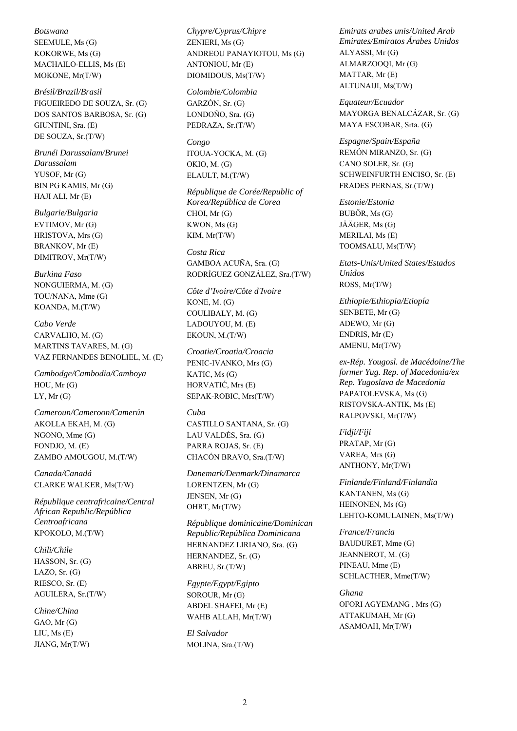*Botswana*
SEEMULE, Ms (G)
KOKORWE, Ms (G)
MACHAILO-ELLIS, Ms (E)
MOKONE, Mr(T/W)

*Brésil/Brazil/Brasil*
FIGUEIREDO DE SOUZA, Sr. (G)
DOS SANTOS BARBOSA, Sr. (G)
GIUNTINI, Sra. (E)
DE SOUZA, Sr.(T/W)

*Brunéi Darussalam/Brunei Darussalam*
YUSOF, Mr (G)
BIN PG KAMIS, Mr (G)
HAJI ALI, Mr (E)

*Bulgarie/Bulgaria*
EVTIMOV, Mr (G)
HRISTOVA, Mrs (G)
BRANKOV, Mr (E)
DIMITROV, Mr(T/W)

*Burkina Faso*
NONGUIERMA, M. (G)
TOU/NANA, Mme (G)
KOANDA, M.(T/W)

*Cabo Verde*
CARVALHO, M. (G)
MARTINS TAVARES, M. (G)
VAZ FERNANDES BENOLIEL, M. (E)

*Cambodge/Cambodia/Camboya*
HOU, Mr (G)
LY, Mr (G)

*Cameroun/Cameroon/Camerún*
AKOLLA EKAH, M. (G)
NGONO, Mme (G)
FONDJO, M. (E)
ZAMBO AMOUGOU, M.(T/W)

*Canada/Canadá*
CLARKE WALKER, Ms(T/W)

*République centrafricaine/Central African Republic/República Centroafricana*
KPOKOLO, M.(T/W)

*Chili/Chile*
HASSON, Sr. (G)
LAZO, Sr. (G)
RIESCO, Sr. (E)
AGUILERA, Sr.(T/W)

*Chine/China*
GAO, Mr (G)
LIU, Ms (E)
JIANG, Mr(T/W)

*Chypre/Cyprus/Chipre*
ZENIERI, Ms (G)
ANDREOU PANAYIOTOU, Ms (G)
ANTONIOU, Mr (E)
DIOMIDOUS, Ms(T/W)

*Colombie/Colombia*
GARZÓN, Sr. (G)
LONDOÑO, Sra. (G)
PEDRAZA, Sr.(T/W)

*Congo*
ITOUA-YOCKA, M. (G)
OKIO, M. (G)
ELAULT, M.(T/W)

*République de Corée/Republic of Korea/República de Corea*
CHOI, Mr (G)
KWON, Ms (G)
KIM, Mr(T/W)

*Costa Rica*
GAMBOA ACUÑA, Sra. (G)
RODRÍGUEZ GONZÁLEZ, Sra.(T/W)

*Côte d'Ivoire/Côte d'Ivoire*
KONE, M. (G)
COULIBALY, M. (G)
LADOUYOU, M. (E)
EKOUN, M.(T/W)

*Croatie/Croatia/Croacia*
PENIC-IVANKO, Mrs (G)
KATIC, Ms (G)
HORVATIĆ, Mrs (E)
SEPAK-ROBIC, Mrs(T/W)

*Cuba*
CASTILLO SANTANA, Sr. (G)
LAU VALDÉS, Sra. (G)
PARRA ROJAS, Sr. (E)
CHACÓN BRAVO, Sra.(T/W)

*Danemark/Denmark/Dinamarca*
LORENTZEN, Mr (G)
JENSEN, Mr (G)
OHRT, Mr(T/W)

*République dominicaine/Dominican Republic/República Dominicana*
HERNANDEZ LIRIANO, Sra. (G)
HERNANDEZ, Sr. (G)
ABREU, Sr.(T/W)

*Egypte/Egypt/Egipto*
SOROUR, Mr (G)
ABDEL SHAFEI, Mr (E)
WAHB ALLAH, Mr(T/W)

*El Salvador*
MOLINA, Sra.(T/W)

*Emirats arabes unis/United Arab Emirates/Emiratos Árabes Unidos*
ALYASSI, Mr (G)
ALMARZOOQI, Mr (G)
MATTAR, Mr (E)
ALTUNAIJI, Ms(T/W)

*Equateur/Ecuador*
MAYORGA BENALCÁZAR, Sr. (G)
MAYA ESCOBAR, Srta. (G)

*Espagne/Spain/España*
REMÓN MIRANZO, Sr. (G)
CANO SOLER, Sr. (G)
SCHWEINFURTH ENCISO, Sr. (E)
FRADES PERNAS, Sr.(T/W)

*Estonie/Estonia*
BUBÕR, Ms (G)
JÄÄGER, Ms (G)
MERILAI, Ms (E)
TOOMSALU, Ms(T/W)

*Etats-Unis/United States/Estados Unidos*
ROSS, Mr(T/W)

*Ethiopie/Ethiopia/Etiopía*
SENBETE, Mr (G)
ADEWO, Mr (G)
ENDRIS, Mr (E)
AMENU, Mr(T/W)

*ex-Rép. Yougosl. de Macédoine/The former Yug. Rep. of Macedonia/ex Rep. Yugoslava de Macedonia*
PAPATOLEVSKA, Ms (G)
RISTOVSKA-ANTIK, Ms (E)
RALPOVSKI, Mr(T/W)

*Fidji/Fiji*
PRATAP, Mr (G)
VAREA, Mrs (G)
ANTHONY, Mr(T/W)

*Finlande/Finland/Finlandia*
KANTANEN, Ms (G)
HEINONEN, Ms (G)
LEHTO-KOMULAINEN, Ms(T/W)

*France/Francia*
BAUDURET, Mme (G)
JEANNEROT, M. (G)
PINEAU, Mme (E)
SCHLACTHER, Mme(T/W)

*Ghana*
OFORI AGYEMANG , Mrs (G)
ATTAKUMAH, Mr (G)
ASAMOAH, Mr(T/W)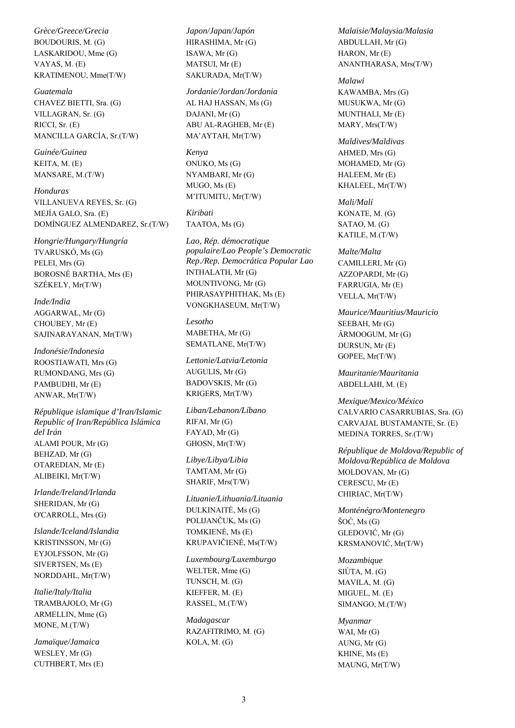*Grèce/Greece/Grecia*
BOUDOURIS, M. (G)
LASKARIDOU, Mme (G)
VAYAS, M. (E)
KRATIMENOU, Mme(T/W)

*Guatemala*
CHAVEZ BIETTI, Sra. (G)
VILLAGRAN, Sr. (G)
RICCI, Sr. (E)
MANCILLA GARCÍA, Sr.(T/W)

*Guinée/Guinea*
KEITA, M. (E)
MANSARE, M.(T/W)

*Honduras*
VILLANUEVA REYES, Sr. (G)
MEJÍA GALO, Sra. (E)
DOMÍNGUEZ ALMENDAREZ, Sr.(T/W)

*Hongrie/Hungary/Hungría*
TVARUSKÓ, Ms (G)
PELEI, Mrs (G)
BOROSNÉ BARTHA, Mrs (E)
SZÉKELY, Mr(T/W)

*Inde/India*
AGGARWAL, Mr (G)
CHOUBEY, Mr (E)
SAJINARAYANAN, Mr(T/W)

*Indonésie/Indonesia*
ROOSTIAWATI, Mrs (G)
RUMONDANG, Mrs (G)
PAMBUDHI, Mr (E)
ANWAR, Mr(T/W)

*République islamique d'Iran/Islamic Republic of Iran/República Islámica del Irán*
ALAMI POUR, Mr (G)
BEHZAD, Mr (G)
OTAREDIAN, Mr (E)
ALIBEIKI, Mr(T/W)

*Irlande/Ireland/Irlanda*
SHERIDAN, Mr (G)
O'CARROLL, Mrs (G)

*Islande/Iceland/Islandia*
KRISTINSSON, Mr (G)
EYJOLFSSON, Mr (G)
SIVERTSEN, Ms (E)
NORDDAHL, Mr(T/W)

*Italie/Italy/Italia*
TRAMBAJOLO, Mr (G)
ARMELLIN, Mme (G)
MONE, M.(T/W)

*Jamaïque/Jamaica*
WESLEY, Mr (G)
CUTHBERT, Mrs (E)

*Japon/Japan/Japón*
HIRASHIMA, Mr (G)
ISAWA, Mr (G)
MATSUI, Mr (E)
SAKURADA, Mr(T/W)

*Jordanie/Jordan/Jordania*
AL HAJ HASSAN, Ms (G)
DAJANI, Mr (G)
ABU AL-RAGHEB, Mr (E)
MA'AYTAH, Mr(T/W)

*Kenya*
ONUKO, Ms (G)
NYAMBARI, Mr (G)
MUGO, Ms (E)
M'ITUMITU, Mr(T/W)

*Kiribati*
TAATOA, Ms (G)

*Lao, Rép. démocratique populaire/Lao People's Democratic Rep./Rep. Democrática Popular Lao*
INTHALATH, Mr (G)
MOUNTIVONG, Mr (G)
PHIRASAYPHITHAK, Ms (E)
VONGKHASEUM, Mr(T/W)

*Lesotho*
MABETHA, Mr (G)
SEMATLANE, Mr(T/W)

*Lettonie/Latvia/Letonia*
AUGULIS, Mr (G)
BADOVSKIS, Mr (G)
KRIGERS, Mr(T/W)

*Liban/Lebanon/Líbano*
RIFAI, Mr (G)
FAYAD, Mr (G)
GHOSN, Mr(T/W)

*Libye/Libya/Libia*
TAMTAM, Mr (G)
SHARIF, Mrs(T/W)

*Lituanie/Lithuania/Lituania*
DULKINAITĖ, Ms (G)
POLIJANČUK, Ms (G)
TOMKIENĖ, Ms (E)
KRUPAVIČIENĖ, Ms(T/W)

*Luxembourg/Luxemburgo*
WELTER, Mme (G)
TUNSCH, M. (G)
KIEFFER, M. (E)
RASSEL, M.(T/W)

*Madagascar*
RAZAFITRIMO, M. (G)
KOLA, M. (G)

*Malaisie/Malaysia/Malasia*
ABDULLAH, Mr (G)
HARON, Mr (E)
ANANTHARASA, Mrs(T/W)

*Malawi*
KAWAMBA, Mrs (G)
MUSUKWA, Mr (G)
MUNTHALI, Mr (E)
MARY, Mrs(T/W)

*Maldives/Maldivas*
AHMED, Mrs (G)
MOHAMED, Mr (G)
HALEEM, Mr (E)
KHALEEL, Mr(T/W)

*Mali/Malí*
KONATE, M. (G)
SATAO, M. (G)
KATILE, M.(T/W)

*Malte/Malta*
CAMILLERI, Mr (G)
AZZOPARDI, Mr (G)
FARRUGIA, Mr (E)
VELLA, Mr(T/W)

*Maurice/Mauritius/Mauricio*
SEEBAH, Mr (G)
ÂRMOOGUM, Mr (G)
DURSUN, Mr (E)
GOPEE, Mr(T/W)

*Mauritanie/Mauritania*
ABDELLAHI, M. (E)

*Mexique/Mexico/México*
CALVARIO CASARRUBIAS, Sra. (G)
CARVAJAL BUSTAMANTE, Sr. (E)
MEDINA TORRES, Sr.(T/W)

*République de Moldova/Republic of Moldova/República de Moldova*
MOLDOVAN, Mr (G)
CERESCU, Mr (E)
CHIRIAC, Mr(T/W)

*Monténégro/Montenegro*
ŠOĆ, Ms (G)
GLEDOVIĆ, Mr (G)
KRSMANOVIĆ, Mr(T/W)

*Mozambique*
SIÚTA, M. (G)
MAVILA, M. (G)
MIGUEL, M. (E)
SIMANGO, M.(T/W)

*Myanmar*
WAI, Mr (G)
AUNG, Mr (G)
KHINE, Ms (E)
MAUNG, Mr(T/W)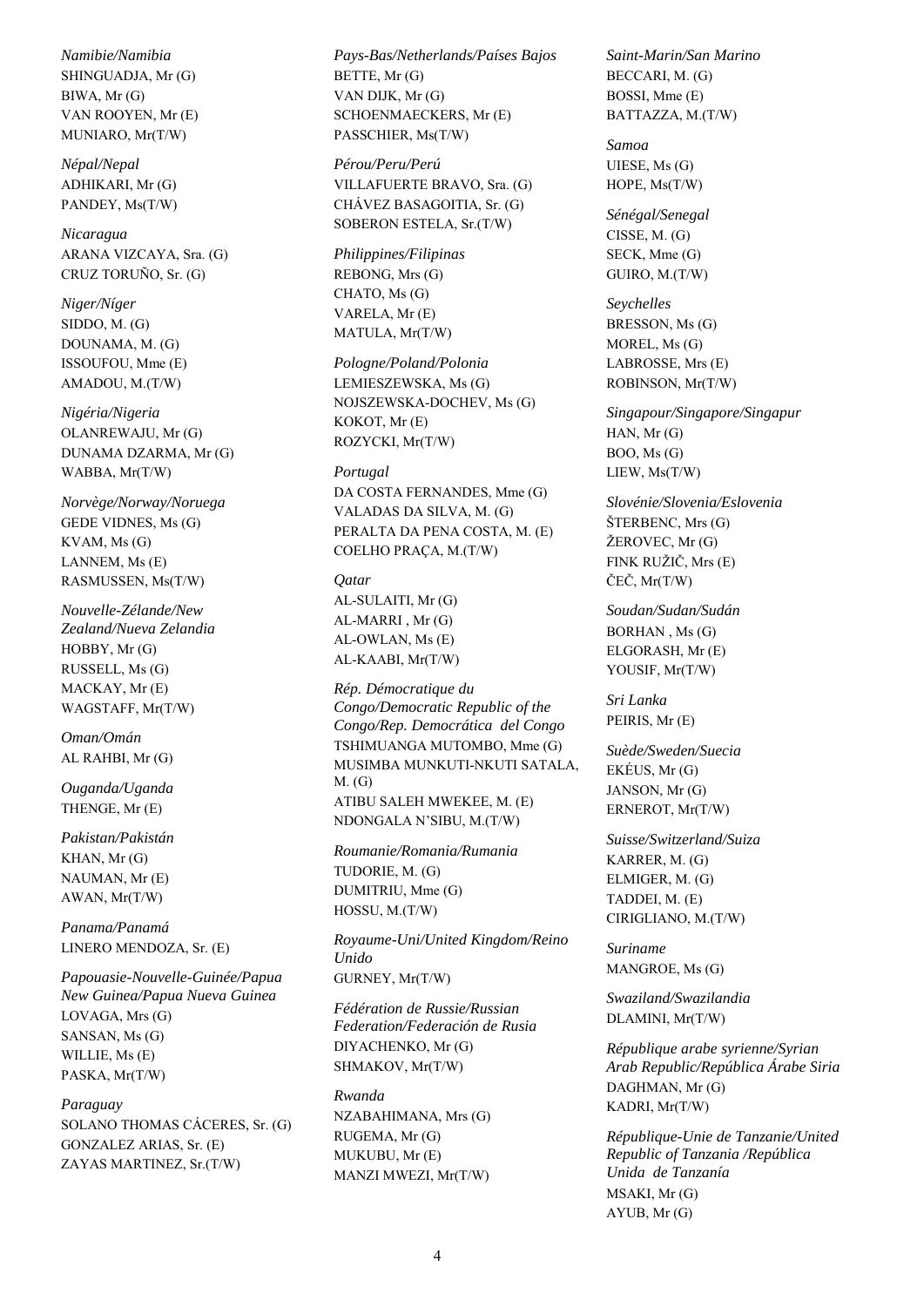*Namibie/Namibia*
SHINGUADJA, Mr (G)
BIWA, Mr (G)
VAN ROOYEN, Mr (E)
MUNIARO, Mr(T/W)

*Népal/Nepal*
ADHIKARI, Mr (G)
PANDEY, Ms(T/W)

*Nicaragua*
ARANA VIZCAYA, Sra. (G)
CRUZ TORUÑO, Sr. (G)

*Niger/Níger*
SIDDO, M. (G)
DOUNAMA, M. (G)
ISSOUFOU, Mme (E)
AMADOU, M.(T/W)

*Nigéria/Nigeria*
OLANREWAJU, Mr (G)
DUNAMA DZARMA, Mr (G)
WABBA, Mr(T/W)

*Norvège/Norway/Noruega*
GEDE VIDNES, Ms (G)
KVAM, Ms (G)
LANNEM, Ms (E)
RASMUSSEN, Ms(T/W)

*Nouvelle-Zélande/New Zealand/Nueva Zelandia*
HOBBY, Mr (G)
RUSSELL, Ms (G)
MACKAY, Mr (E)
WAGSTAFF, Mr(T/W)

*Oman/Omán*
AL RAHBI, Mr (G)

*Ouganda/Uganda*
THENGE, Mr (E)

*Pakistan/Pakistán*
KHAN, Mr (G)
NAUMAN, Mr (E)
AWAN, Mr(T/W)

*Panama/Panamá*
LINERO MENDOZA, Sr. (E)

*Papouasie-Nouvelle-Guinée/Papua New Guinea/Papua Nueva Guinea*
LOVAGA, Mrs (G)
SANSAN, Ms (G)
WILLIE, Ms (E)
PASKA, Mr(T/W)

*Paraguay*
SOLANO THOMAS CÁCERES, Sr. (G)
GONZALEZ ARIAS, Sr. (E)
ZAYAS MARTINEZ, Sr.(T/W)

*Pays-Bas/Netherlands/Países Bajos*
BETTE, Mr (G)
VAN DIJK, Mr (G)
SCHOENMAECKERS, Mr (E)
PASSCHIER, Ms(T/W)

*Pérou/Peru/Perú*
VILLAFUERTE BRAVO, Sra. (G)
CHÁVEZ BASAGOITIA, Sr. (G)
SOBERON ESTELA, Sr.(T/W)

*Philippines/Filipinas*
REBONG, Mrs (G)
CHATO, Ms (G)
VARELA, Mr (E)
MATULA, Mr(T/W)

*Pologne/Poland/Polonia*
LEMIESZEWSKA, Ms (G)
NOJSZEWSKA-DOCHEV, Ms (G)
KOKOT, Mr (E)
ROZYCKI, Mr(T/W)

*Portugal*
DA COSTA FERNANDES, Mme (G)
VALADAS DA SILVA, M. (G)
PERALTA DA PENA COSTA, M. (E)
COELHO PRAÇA, M.(T/W)

*Qatar*
AL-SULAITI, Mr (G)
AL-MARRI , Mr (G)
AL-OWLAN, Ms (E)
AL-KAABI, Mr(T/W)

*Rép. Démocratique du Congo/Democratic Republic of the Congo/Rep. Democrática del Congo*
TSHIMUANGA MUTOMBO, Mme (G)
MUSIMBA MUNKUTI-NKUTI SATALA, M. (G)
ATIBU SALEH MWEKEE, M. (E)
NDONGALA N'SIBU, M.(T/W)

*Roumanie/Romania/Rumania*
TUDORIE, M. (G)
DUMITRIU, Mme (G)
HOSSU, M.(T/W)

*Royaume-Uni/United Kingdom/Reino Unido*
GURNEY, Mr(T/W)

*Fédération de Russie/Russian Federation/Federación de Rusia*
DIYACHENKO, Mr (G)
SHMAKOV, Mr(T/W)

*Rwanda*
NZABAHIMANA, Mrs (G)
RUGEMA, Mr (G)
MUKUBU, Mr (E)
MANZI MWEZI, Mr(T/W)

*Saint-Marin/San Marino*
BECCARI, M. (G)
BOSSI, Mme (E)
BATTAZZA, M.(T/W)

*Samoa*
UIESE, Ms (G)
HOPE, Ms(T/W)

*Sénégal/Senegal*
CISSE, M. (G)
SECK, Mme (G)
GUIRO, M.(T/W)

*Seychelles*
BRESSON, Ms (G)
MOREL, Ms (G)
LABROSSE, Mrs (E)
ROBINSON, Mr(T/W)

*Singapour/Singapore/Singapur*
HAN, Mr (G)
BOO, Ms (G)
LIEW, Ms(T/W)

*Slovénie/Slovenia/Eslovenia*
ŠTERBENC, Mrs (G)
ŽEROVEC, Mr (G)
FINK RUŽIČ, Mrs (E)
ČEČ, Mr(T/W)

*Soudan/Sudan/Sudán*
BORHAN , Ms (G)
ELGORASH, Mr (E)
YOUSIF, Mr(T/W)

*Sri Lanka*
PEIRIS, Mr (E)

*Suède/Sweden/Suecia*
EKÉUS, Mr (G)
JANSON, Mr (G)
ERNEROT, Mr(T/W)

*Suisse/Switzerland/Suiza*
KARRER, M. (G)
ELMIGER, M. (G)
TADDEI, M. (E)
CIRIGLIANO, M.(T/W)

*Suriname*
MANGROE, Ms (G)

*Swaziland/Swazilandia*
DLAMINI, Mr(T/W)

*République arabe syrienne/Syrian Arab Republic/República Árabe Siria*
DAGHMAN, Mr (G)
KADRI, Mr(T/W)

*République-Unie de Tanzanie/United Republic of Tanzania /República Unida de Tanzanía*
MSAKI, Mr (G)
AYUB, Mr (G)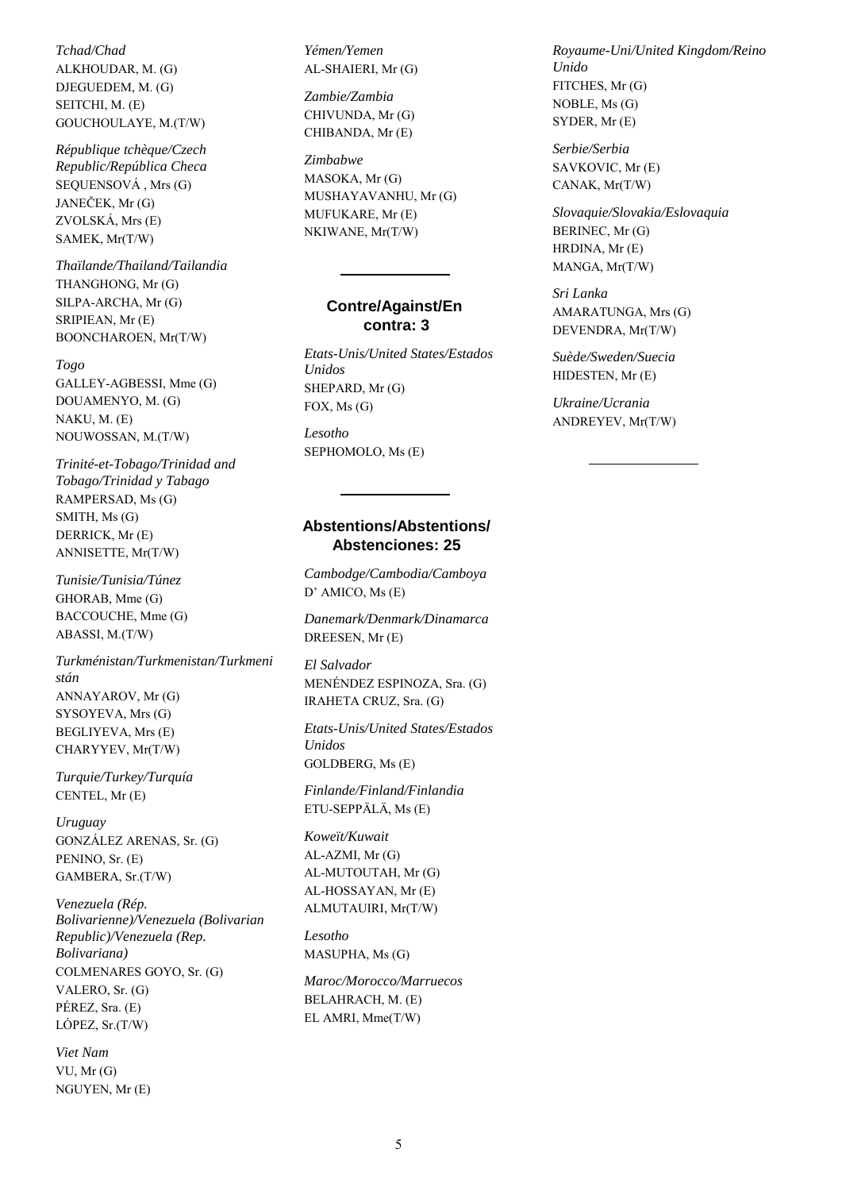*Tchad/Chad*
ALKHOUDAR, M. (G)
DJEGUEDEM, M. (G)
SEITCHI, M. (E)
GOUCHOULAYE, M.(T/W)

*République tchèque/Czech Republic/República Checa*
SEQUENSOVÁ , Mrs (G)
JANEČEK, Mr (G)
ZVOLSKÁ, Mrs (E)
SAMEK, Mr(T/W)

*Thaïlande/Thailand/Tailandia*
THANGHONG, Mr (G)
SILPA-ARCHA, Mr (G)
SRIPIEAN, Mr (E)
BOONCHAROEN, Mr(T/W)

*Togo*
GALLEY-AGBESSI, Mme (G)
DOUAMENYO, M. (G)
NAKU, M. (E)
NOUWOSSAN, M.(T/W)

*Trinité-et-Tobago/Trinidad and Tobago/Trinidad y Tabago*
RAMPERSAD, Ms (G)
SMITH, Ms (G)
DERRICK, Mr (E)
ANNISETTE, Mr(T/W)

*Tunisie/Tunisia/Túnez*
GHORAB, Mme (G)
BACCOUCHE, Mme (G)
ABASSI, M.(T/W)

*Turkménistan/Turkmenistan/Turkmenistán*
ANNAYAROV, Mr (G)
SYSOYEVA, Mrs (G)
BEGLIYEVA, Mrs (E)
CHARYYEV, Mr(T/W)

*Turquie/Turkey/Turquía*
CENTEL, Mr (E)

*Uruguay*
GONZÁLEZ ARENAS, Sr. (G)
PENINO, Sr. (E)
GAMBERA, Sr.(T/W)

*Venezuela (Rép. Bolivarienne)/Venezuela (Bolivarian Republic)/Venezuela (Rep. Bolivariana)*
COLMENARES GOYO, Sr. (G)
VALERO, Sr. (G)
PÉREZ, Sra. (E)
LÓPEZ, Sr.(T/W)

*Viet Nam*
VU, Mr (G)
NGUYEN, Mr (E)

*Yémen/Yemen*
AL-SHAIERI, Mr (G)

*Zambie/Zambia*
CHIVUNDA, Mr (G)
CHIBANDA, Mr (E)

*Zimbabwe*
MASOKA, Mr (G)
MUSHAYAVANHU, Mr (G)
MUFUKARE, Mr (E)
NKIWANE, Mr(T/W)

## Contre/Against/En contra: 3

*Etats-Unis/United States/Estados Unidos*
SHEPARD, Mr (G)
FOX, Ms (G)

*Lesotho*
SEPHOMOLO, Ms (E)

## Abstentions/Abstentions/Abstenciones: 25

*Cambodge/Cambodia/Camboya*
D' AMICO, Ms (E)

*Danemark/Denmark/Dinamarca*
DREESEN, Mr (E)

*El Salvador*
MENÉNDEZ ESPINOZA, Sra. (G)
IRAHETA CRUZ, Sra. (G)

*Etats-Unis/United States/Estados Unidos*
GOLDBERG, Ms (E)

*Finlande/Finland/Finlandia*
ETU-SEPPÄLÄ, Ms (E)

*Koweït/Kuwait*
AL-AZMI, Mr (G)
AL-MUTOUTAH, Mr (G)
AL-HOSSAYAN, Mr (E)
ALMUTAUIRI, Mr(T/W)

*Lesotho*
MASUPHA, Ms (G)

*Maroc/Morocco/Marruecos*
BELAHRACH, M. (E)
EL AMRI, Mme(T/W)

*Royaume-Uni/United Kingdom/Reino Unido*
FITCHES, Mr (G)
NOBLE, Ms (G)
SYDER, Mr (E)

*Serbie/Serbia*
SAVKOVIC, Mr (E)
CANAK, Mr(T/W)

*Slovaquie/Slovakia/Eslovaquia*
BERINEC, Mr (G)
HRDINA, Mr (E)
MANGA, Mr(T/W)

*Sri Lanka*
AMARATUNGA, Mrs (G)
DEVENDRA, Mr(T/W)

*Suède/Sweden/Suecia*
HIDESTEN, Mr (E)

*Ukraine/Ucrania*
ANDREYEV, Mr(T/W)